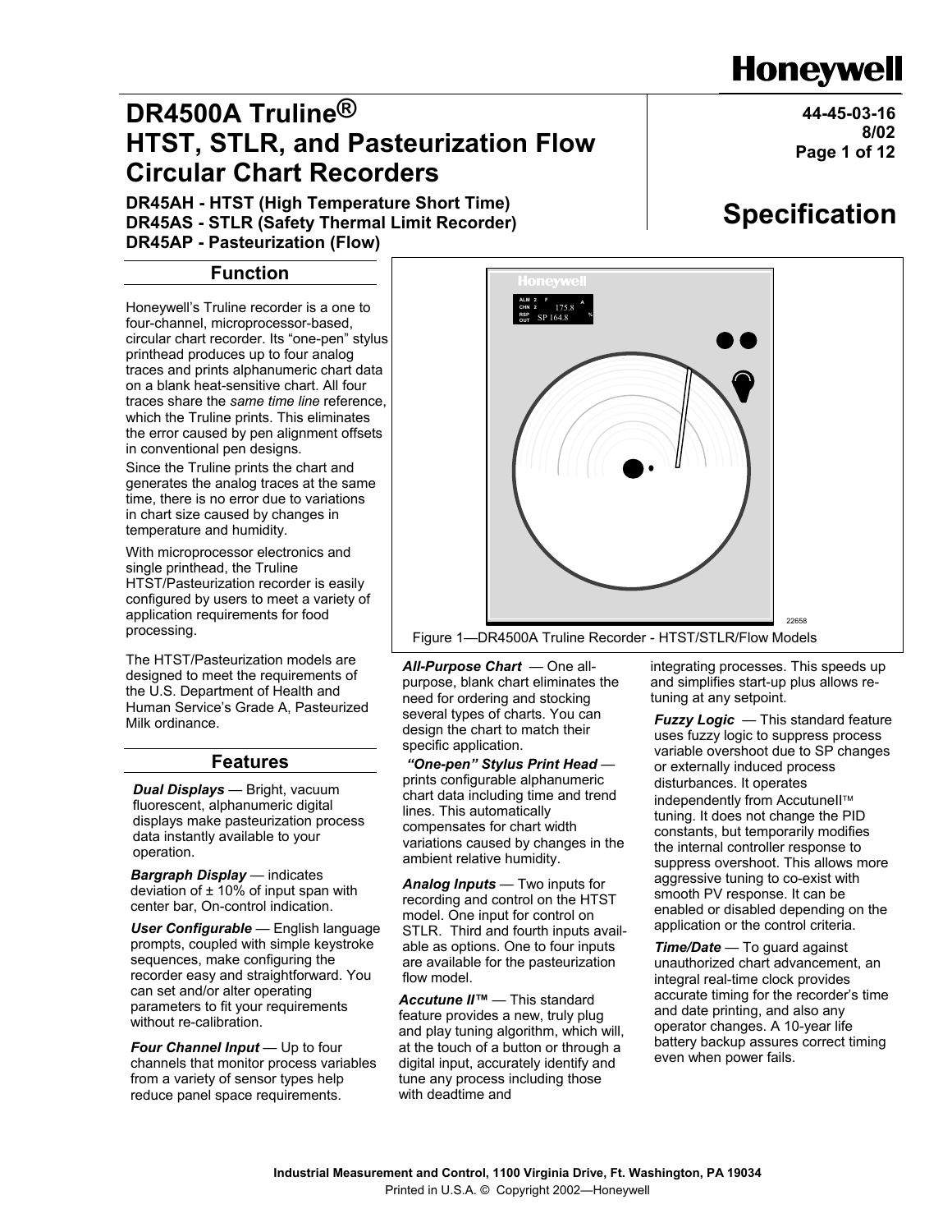Honeywell

# DR4500A Truline®
# HTST, STLR, and Pasteurization Flow Circular Chart Recorders

**DR45AH - HTST (High Temperature Short Time)**
**DR45AS - STLR (Safety Thermal Limit Recorder)**
**DR45AP - Pasteurization (Flow)**

**44-45-03-16**
**8/02**

# Specification

## Function

Honeywell's Truline recorder is a one to four-channel, microprocessor-based, circular chart recorder. Its "one-pen" stylus printhead produces up to four analog traces and prints alphanumeric chart data on a blank heat-sensitive chart. All four traces share the *same time line* reference, which the Truline prints. This eliminates the error caused by pen alignment offsets in conventional pen designs.

Since the Truline prints the chart and generates the analog traces at the same time, there is no error due to variations in chart size caused by changes in temperature and humidity.

With microprocessor electronics and single printhead, the Truline HTST/Pasteurization recorder is easily configured by users to meet a variety of application requirements for food processing.

The HTST/Pasteurization models are designed to meet the requirements of the U.S. Department of Health and Human Service's Grade A, Pasteurized Milk ordinance.

Figure 1—DR4500A Truline Recorder - HTST/STLR/Flow Models

## Features

***Dual Displays*** — Bright, vacuum fluorescent, alphanumeric digital displays make pasteurization process data instantly available to your operation.

***Bargraph Display*** — indicates deviation of ± 10% of input span with center bar, On-control indication.

***User Configurable*** — English language prompts, coupled with simple keystroke sequences, make configuring the recorder easy and straightforward. You can set and/or alter operating parameters to fit your requirements without re-calibration.

***Four Channel Input*** — Up to four channels that monitor process variables from a variety of sensor types help reduce panel space requirements.

***All-Purpose Chart*** — One all-purpose, blank chart eliminates the need for ordering and stocking several types of charts. You can design the chart to match their specific application.

***"One-pen" Stylus Print Head*** — prints configurable alphanumeric chart data including time and trend lines. This automatically compensates for chart width variations caused by changes in the ambient relative humidity.

***Analog Inputs*** — Two inputs for recording and control on the HTST model. One input for control on STLR. Third and fourth inputs available as options. One to four inputs are available for the pasteurization flow model.

***Accutune II™*** — This standard feature provides a new, truly plug and play tuning algorithm, which will, at the touch of a button or through a digital input, accurately identify and tune any process including those with deadtime and integrating processes. This speeds up and simplifies start-up plus allows re-tuning at any setpoint.

***Fuzzy Logic*** — This standard feature uses fuzzy logic to suppress process variable overshoot due to SP changes or externally induced process disturbances. It operates independently from AccutuneII™ tuning. It does not change the PID constants, but temporarily modifies the internal controller response to suppress overshoot. This allows more aggressive tuning to co-exist with smooth PV response. It can be enabled or disabled depending on the application or the control criteria.

***Time/Date*** — To guard against unauthorized chart advancement, an integral real-time clock provides accurate timing for the recorder's time and date printing, and also any operator changes. A 10-year life battery backup assures correct timing even when power fails.

**Industrial Measurement and Control, 1100 Virginia Drive, Ft. Washington, PA 19034**
Printed in U.S.A. © Copyright 2002—Honeywell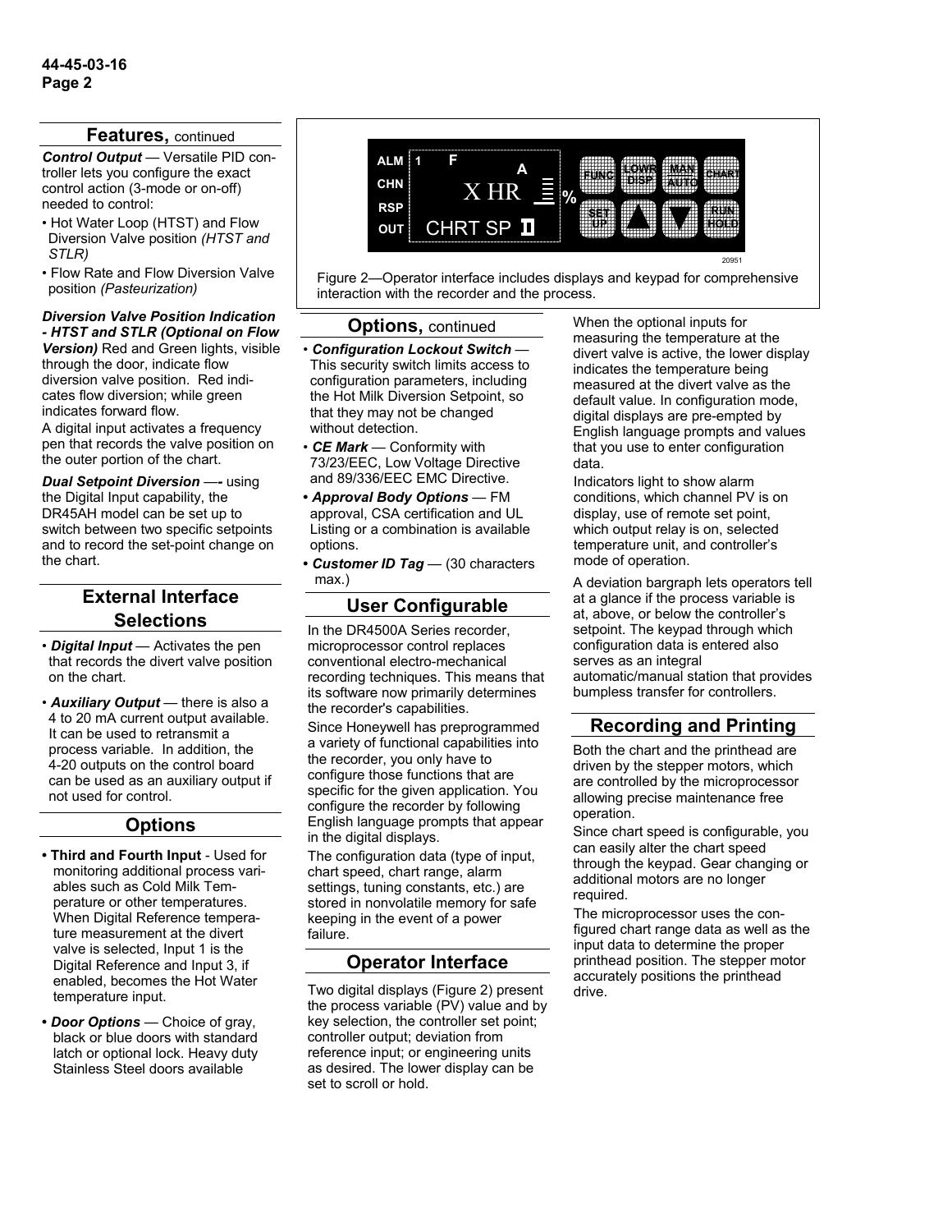## Features, continued

***Control Output*** — Versatile PID controller lets you configure the exact control action (3-mode or on-off) needed to control:

- Hot Water Loop (HTST) and Flow Diversion Valve position *(HTST and STLR)*
- Flow Rate and Flow Diversion Valve position *(Pasteurization)*

***Diversion Valve Position Indication - HTST and STLR (Optional on Flow Version)*** Red and Green lights, visible through the door, indicate flow diversion valve position. Red indicates flow diversion; while green indicates forward flow.

A digital input activates a frequency pen that records the valve position on the outer portion of the chart.

***Dual Setpoint Diversion*** —- using the Digital Input capability, the DR45AH model can be set up to switch between two specific setpoints and to record the set-point change on the chart.

## External Interface Selections

- ***Digital Input*** — Activates the pen that records the divert valve position on the chart.
- ***Auxiliary Output*** — there is also a 4 to 20 mA current output available. It can be used to retransmit a process variable. In addition, the 4-20 outputs on the control board can be used as an auxiliary output if not used for control.

## Options

- **Third and Fourth Input** - Used for monitoring additional process variables such as Cold Milk Temperature or other temperatures. When Digital Reference temperature measurement at the divert valve is selected, Input 1 is the Digital Reference and Input 3, if enabled, becomes the Hot Water temperature input.
- ***Door Options*** — Choice of gray, black or blue doors with standard latch or optional lock. Heavy duty Stainless Steel doors available

Figure 2—Operator interface includes displays and keypad for comprehensive interaction with the recorder and the process.

## Options, continued

- ***Configuration Lockout Switch*** — This security switch limits access to configuration parameters, including the Hot Milk Diversion Setpoint, so that they may not be changed without detection.
- ***CE Mark*** — Conformity with 73/23/EEC, Low Voltage Directive and 89/336/EEC EMC Directive.
- ***Approval Body Options*** — FM approval, CSA certification and UL Listing or a combination is available options.
- ***Customer ID Tag*** — (30 characters max.)

## User Configurable

In the DR4500A Series recorder, microprocessor control replaces conventional electro-mechanical recording techniques. This means that its software now primarily determines the recorder's capabilities.

Since Honeywell has preprogrammed a variety of functional capabilities into the recorder, you only have to configure those functions that are specific for the given application. You configure the recorder by following English language prompts that appear in the digital displays.

The configuration data (type of input, chart speed, chart range, alarm settings, tuning constants, etc.) are stored in nonvolatile memory for safe keeping in the event of a power failure.

## Operator Interface

Two digital displays (Figure 2) present the process variable (PV) value and by key selection, the controller set point; controller output; deviation from reference input; or engineering units as desired. The lower display can be set to scroll or hold.

When the optional inputs for measuring the temperature at the divert valve is active, the lower display indicates the temperature being measured at the divert valve as the default value. In configuration mode, digital displays are pre-empted by English language prompts and values that you use to enter configuration data.

Indicators light to show alarm conditions, which channel PV is on display, use of remote set point, which output relay is on, selected temperature unit, and controller's mode of operation.

A deviation bargraph lets operators tell at a glance if the process variable is at, above, or below the controller's setpoint. The keypad through which configuration data is entered also serves as an integral automatic/manual station that provides bumpless transfer for controllers.

## Recording and Printing

Both the chart and the printhead are driven by the stepper motors, which are controlled by the microprocessor allowing precise maintenance free operation.

Since chart speed is configurable, you can easily alter the chart speed through the keypad. Gear changing or additional motors are no longer required.

The microprocessor uses the configured chart range data as well as the input data to determine the proper printhead position. The stepper motor accurately positions the printhead drive.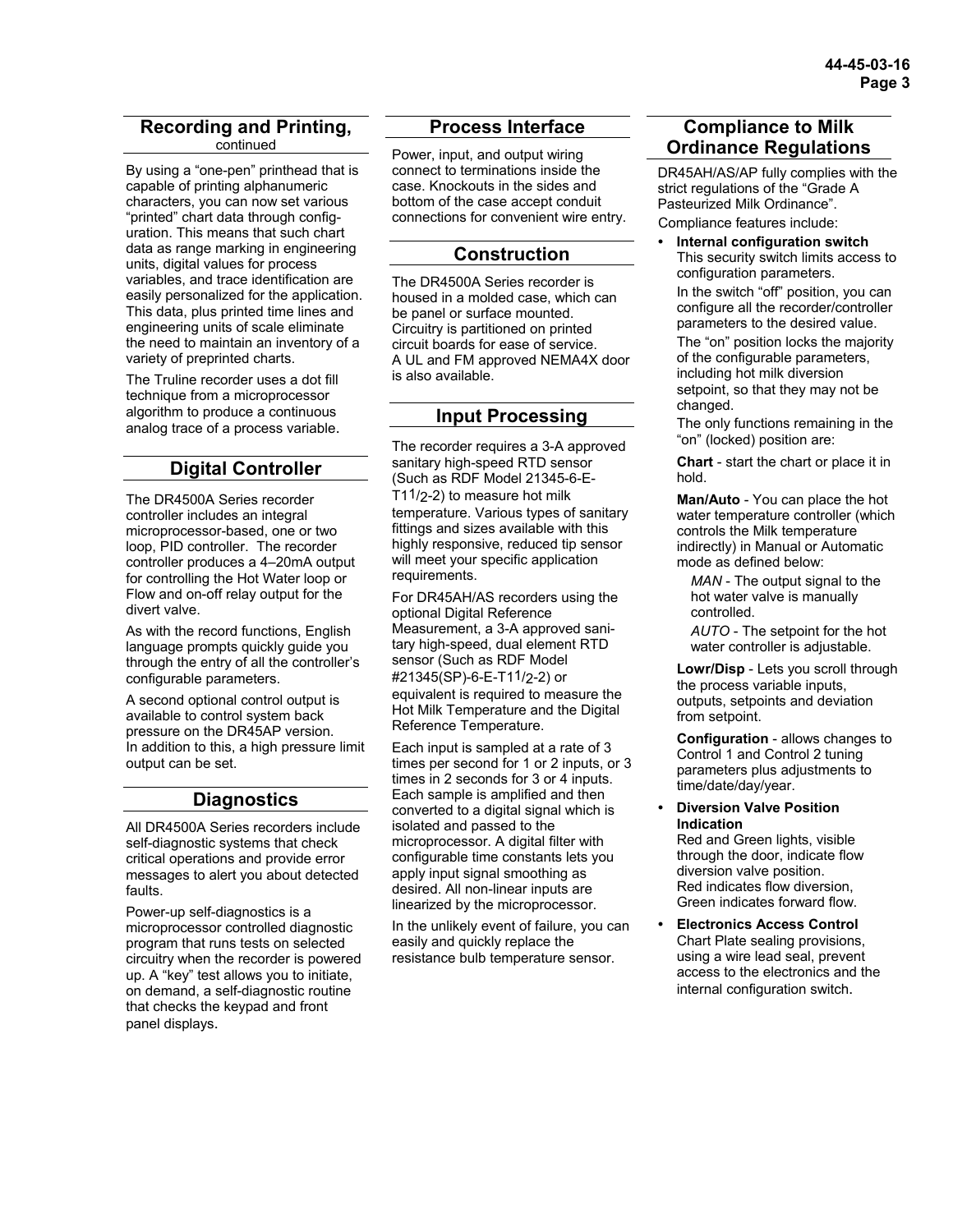## Recording and Printing, continued

By using a "one-pen" printhead that is capable of printing alphanumeric characters, you can now set various "printed" chart data through configuration. This means that such chart data as range marking in engineering units, digital values for process variables, and trace identification are easily personalized for the application. This data, plus printed time lines and engineering units of scale eliminate the need to maintain an inventory of a variety of preprinted charts.

The Truline recorder uses a dot fill technique from a microprocessor algorithm to produce a continuous analog trace of a process variable.

## Digital Controller

The DR4500A Series recorder controller includes an integral microprocessor-based, one or two loop, PID controller. The recorder controller produces a 4–20mA output for controlling the Hot Water loop or Flow and on-off relay output for the divert valve.

As with the record functions, English language prompts quickly guide you through the entry of all the controller's configurable parameters.

A second optional control output is available to control system back pressure on the DR45AP version. In addition to this, a high pressure limit output can be set.

## Diagnostics

All DR4500A Series recorders include self-diagnostic systems that check critical operations and provide error messages to alert you about detected faults.

Power-up self-diagnostics is a microprocessor controlled diagnostic program that runs tests on selected circuitry when the recorder is powered up. A "key" test allows you to initiate, on demand, a self-diagnostic routine that checks the keypad and front panel displays.

## Process Interface

Power, input, and output wiring connect to terminations inside the case. Knockouts in the sides and bottom of the case accept conduit connections for convenient wire entry.

## Construction

The DR4500A Series recorder is housed in a molded case, which can be panel or surface mounted. Circuitry is partitioned on printed circuit boards for ease of service. A UL and FM approved NEMA4X door is also available.

## Input Processing

The recorder requires a 3-A approved sanitary high-speed RTD sensor (Such as RDF Model 21345-6-E-T11/2-2) to measure hot milk temperature. Various types of sanitary fittings and sizes available with this highly responsive, reduced tip sensor will meet your specific application requirements.

For DR45AH/AS recorders using the optional Digital Reference Measurement, a 3-A approved sanitary high-speed, dual element RTD sensor (Such as RDF Model #21345(SP)-6-E-T11/2-2) or equivalent is required to measure the Hot Milk Temperature and the Digital Reference Temperature.

Each input is sampled at a rate of 3 times per second for 1 or 2 inputs, or 3 times in 2 seconds for 3 or 4 inputs. Each sample is amplified and then converted to a digital signal which is isolated and passed to the microprocessor. A digital filter with configurable time constants lets you apply input signal smoothing as desired. All non-linear inputs are linearized by the microprocessor.

In the unlikely event of failure, you can easily and quickly replace the resistance bulb temperature sensor.

## Compliance to Milk Ordinance Regulations

DR45AH/AS/AP fully complies with the strict regulations of the "Grade A Pasteurized Milk Ordinance".

Compliance features include:

- **Internal configuration switch**
  This security switch limits access to configuration parameters.

  In the switch "off" position, you can configure all the recorder/controller parameters to the desired value.

  The "on" position locks the majority of the configurable parameters, including hot milk diversion setpoint, so that they may not be changed.

  The only functions remaining in the "on" (locked) position are:

  **Chart** - start the chart or place it in hold.

  **Man/Auto** - You can place the hot water temperature controller (which controls the Milk temperature indirectly) in Manual or Automatic mode as defined below:

  *MAN* - The output signal to the hot water valve is manually controlled.

  *AUTO* - The setpoint for the hot water controller is adjustable.

  **Lowr/Disp** - Lets you scroll through the process variable inputs, outputs, setpoints and deviation from setpoint.

  **Configuration** - allows changes to Control 1 and Control 2 tuning parameters plus adjustments to time/date/day/year.

- **Diversion Valve Position Indication**
  Red and Green lights, visible through the door, indicate flow diversion valve position.
  Red indicates flow diversion, Green indicates forward flow.

- **Electronics Access Control**
  Chart Plate sealing provisions, using a wire lead seal, prevent access to the electronics and the internal configuration switch.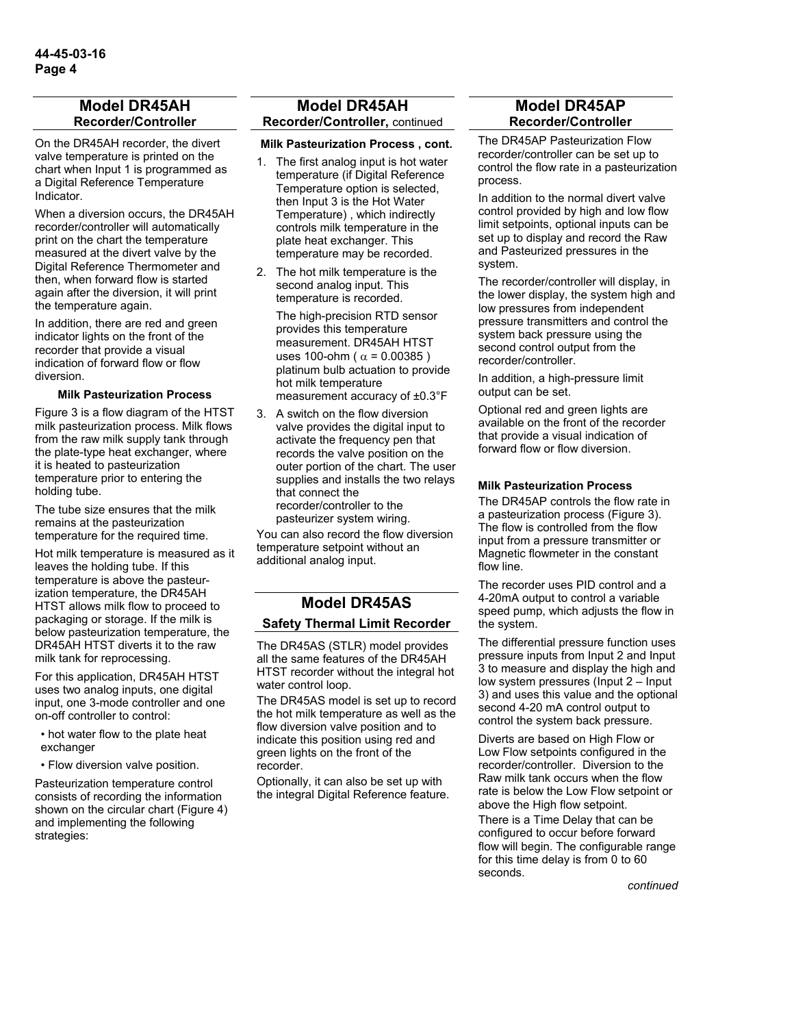## Model DR45AH
### Recorder/Controller

On the DR45AH recorder, the divert valve temperature is printed on the chart when Input 1 is programmed as a Digital Reference Temperature Indicator.

When a diversion occurs, the DR45AH recorder/controller will automatically print on the chart the temperature measured at the divert valve by the Digital Reference Thermometer and then, when forward flow is started again after the diversion, it will print the temperature again.

In addition, there are red and green indicator lights on the front of the recorder that provide a visual indication of forward flow or flow diversion.

#### Milk Pasteurization Process

Figure 3 is a flow diagram of the HTST milk pasteurization process. Milk flows from the raw milk supply tank through the plate-type heat exchanger, where it is heated to pasteurization temperature prior to entering the holding tube.

The tube size ensures that the milk remains at the pasteurization temperature for the required time.

Hot milk temperature is measured as it leaves the holding tube. If this temperature is above the pasteurization temperature, the DR45AH HTST allows milk flow to proceed to packaging or storage. If the milk is below pasteurization temperature, the DR45AH HTST diverts it to the raw milk tank for reprocessing.

For this application, DR45AH HTST uses two analog inputs, one digital input, one 3-mode controller and one on-off controller to control:

- hot water flow to the plate heat exchanger
- Flow diversion valve position.

Pasteurization temperature control consists of recording the information shown on the circular chart (Figure 4) and implementing the following strategies:

## Model DR45AH
### Recorder/Controller, continued

#### Milk Pasteurization Process , cont.

1. The first analog input is hot water temperature (if Digital Reference Temperature option is selected, then Input 3 is the Hot Water Temperature) , which indirectly controls milk temperature in the plate heat exchanger. This temperature may be recorded.
2. The hot milk temperature is the second analog input. This temperature is recorded.

   The high-precision RTD sensor provides this temperature measurement. DR45AH HTST uses 100-ohm ( $\alpha$ = 0.00385 ) platinum bulb actuation to provide hot milk temperature measurement accuracy of ±0.3°F
3. A switch on the flow diversion valve provides the digital input to activate the frequency pen that records the valve position on the outer portion of the chart. The user supplies and installs the two relays that connect the recorder/controller to the pasteurizer system wiring.

You can also record the flow diversion temperature setpoint without an additional analog input.

## Model DR45AS
### Safety Thermal Limit Recorder

The DR45AS (STLR) model provides all the same features of the DR45AH HTST recorder without the integral hot water control loop.

The DR45AS model is set up to record the hot milk temperature as well as the flow diversion valve position and to indicate this position using red and green lights on the front of the recorder.

Optionally, it can also be set up with the integral Digital Reference feature.

## Model DR45AP
### Recorder/Controller

The DR45AP Pasteurization Flow recorder/controller can be set up to control the flow rate in a pasteurization process.

In addition to the normal divert valve control provided by high and low flow limit setpoints, optional inputs can be set up to display and record the Raw and Pasteurized pressures in the system.

The recorder/controller will display, in the lower display, the system high and low pressures from independent pressure transmitters and control the system back pressure using the second control output from the recorder/controller.

In addition, a high-pressure limit output can be set.

Optional red and green lights are available on the front of the recorder that provide a visual indication of forward flow or flow diversion.

#### Milk Pasteurization Process

The DR45AP controls the flow rate in a pasteurization process (Figure 3). The flow is controlled from the flow input from a pressure transmitter or Magnetic flowmeter in the constant flow line.

The recorder uses PID control and a 4-20mA output to control a variable speed pump, which adjusts the flow in the system.

The differential pressure function uses pressure inputs from Input 2 and Input 3 to measure and display the high and low system pressures (Input 2 – Input 3) and uses this value and the optional second 4-20 mA control output to control the system back pressure.

Diverts are based on High Flow or Low Flow setpoints configured in the recorder/controller. Diversion to the Raw milk tank occurs when the flow rate is below the Low Flow setpoint or above the High flow setpoint.

There is a Time Delay that can be configured to occur before forward flow will begin. The configurable range for this time delay is from 0 to 60 seconds.

*continued*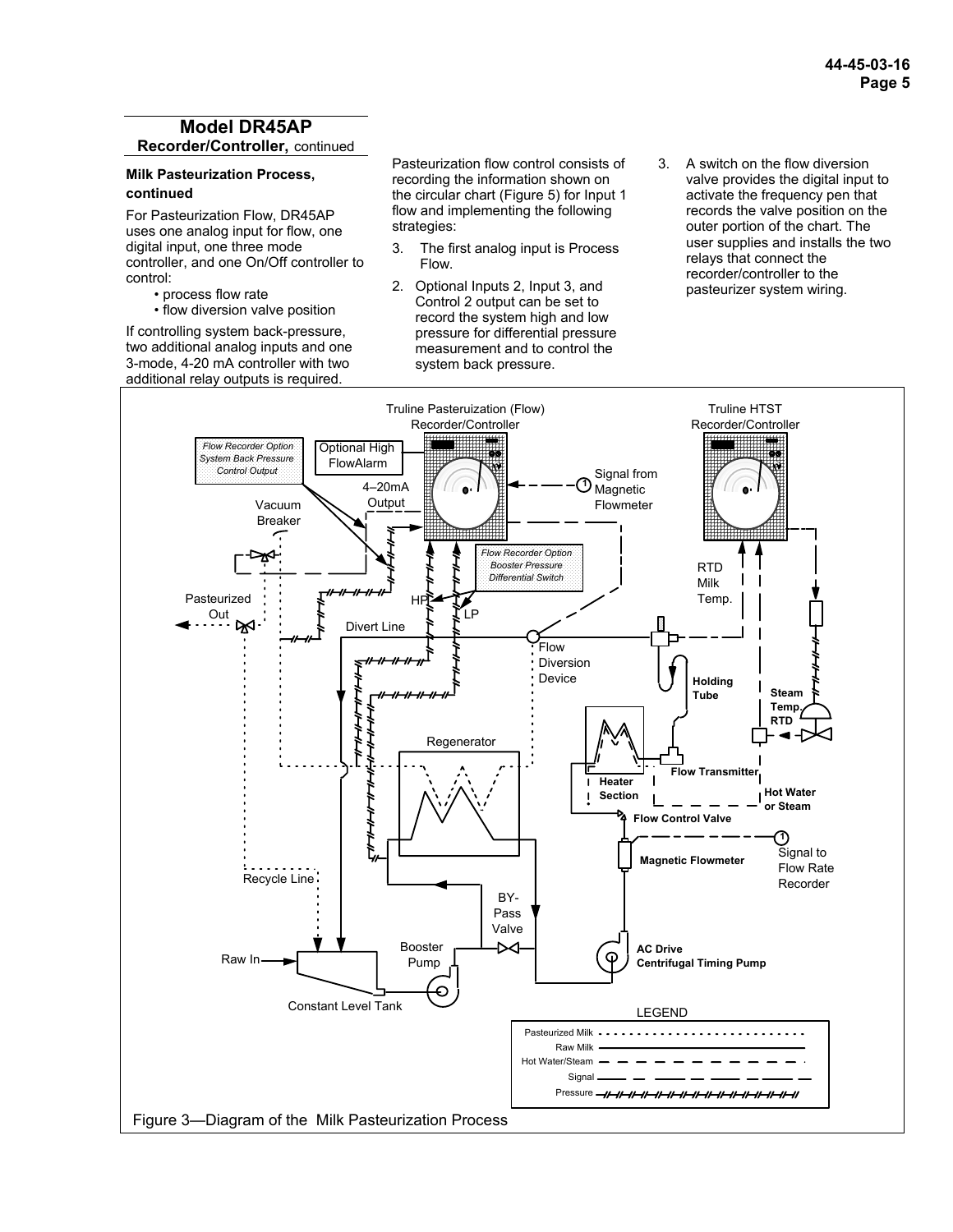## Model DR45AP Recorder/Controller, continued

**Milk Pasteurization Process, continued**

For Pasteurization Flow, DR45AP uses one analog input for flow, one digital input, one three mode controller, and one On/Off controller to control:

- process flow rate
- flow diversion valve position

If controlling system back-pressure, two additional analog inputs and one 3-mode, 4-20 mA controller with two additional relay outputs is required.

Pasteurization flow control consists of recording the information shown on the circular chart (Figure 5) for Input 1 flow and implementing the following strategies:

3. The first analog input is Process Flow.
2. Optional Inputs 2, Input 3, and Control 2 output can be set to record the system high and low pressure for differential pressure measurement and to control the system back pressure.
3. A switch on the flow diversion valve provides the digital input to activate the frequency pen that records the valve position on the outer portion of the chart. The user supplies and installs the two relays that connect the recorder/controller to the pasteurizer system wiring.

Figure 3—Diagram of the Milk Pasteurization Process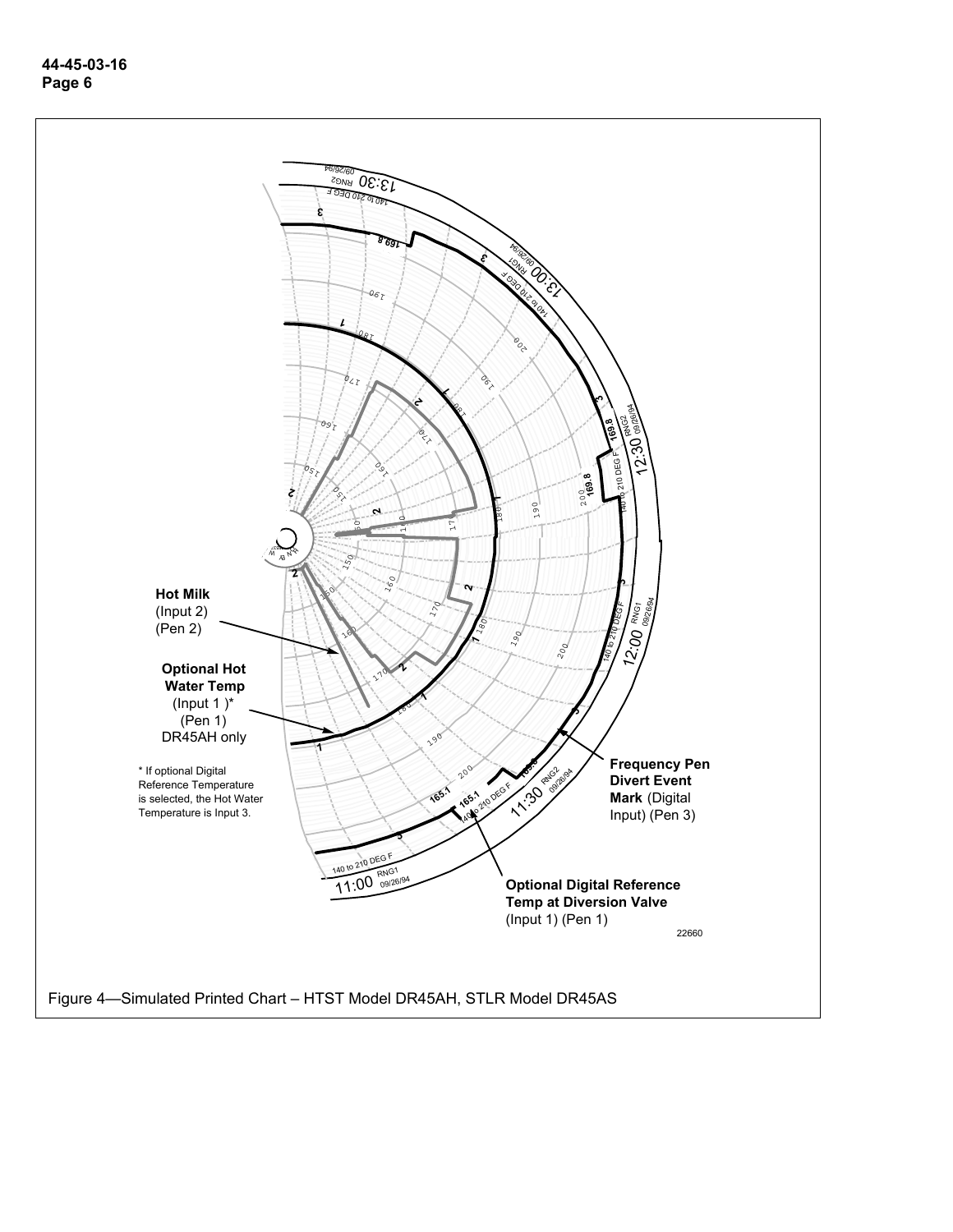**Hot Milk** (Input 2) (Pen 2)

**Optional Hot Water Temp** (Input 1 )* (Pen 1) DR45AH only

* If optional Digital Reference Temperature is selected, the Hot Water Temperature is Input 3.

**Frequency Pen Divert Event Mark** (Digital Input) (Pen 3)

**Optional Digital Reference Temp at Diversion Valve** (Input 1) (Pen 1)

22660

Figure 4—Simulated Printed Chart – HTST Model DR45AH, STLR Model DR45AS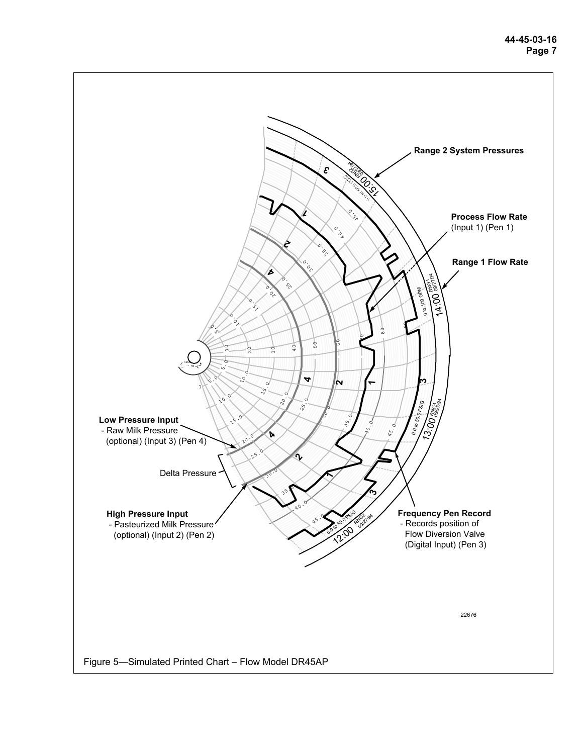Range 2 System Pressures

Process Flow Rate (Input 1) (Pen 1)

Range 1 Flow Rate

Low Pressure Input
- Raw Milk Pressure (optional) (Input 3) (Pen 4)

Delta Pressure

High Pressure Input
- Pasteurized Milk Pressure (optional) (Input 2) (Pen 2)

Frequency Pen Record
- Records position of Flow Diversion Valve (Digital Input) (Pen 3)

22676

Figure 5—Simulated Printed Chart – Flow Model DR45AP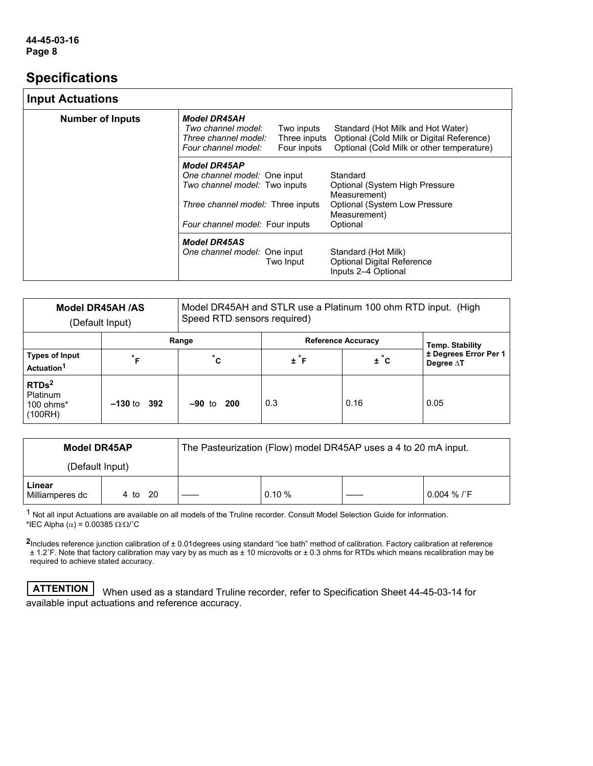## Specifications

| Input Actuations | | | |
|---|---|---|---|
| **Number of Inputs** | ***Model DR45AH*** | | |
| | *Two channel model:* | Two inputs | Standard (Hot Milk and Hot Water) |
| | *Three channel model:* | Three inputs | Optional (Cold Milk or Digital Reference) |
| | *Four channel model:* | Four inputs | Optional (Cold Milk or other temperature) |
| | ***Model DR45AP*** | | |
| | *One channel model:* | One input | Standard |
| | *Two channel model:* | Two inputs | Optional (System High Pressure Measurement) |
| | *Three channel model:* | Three inputs | Optional (System Low Pressure Measurement) |
| | *Four channel model:* | Four inputs | Optional |
| | ***Model DR45AS*** | | |
| | *One channel model:* | One input | Standard (Hot Milk) |
| | | Two Input | Optional Digital Reference |
| | | | Inputs 2–4 Optional |

| **Model DR45AH /AS** (Default Input) | Model DR45AH and STLR use a Platinum 100 ohm RTD input. (High Speed RTD sensors required) | | | | |
|---|---|---|---|---|---|
| | **Range** | | **Reference Accuracy** | | **Temp. Stability ± Degrees Error Per 1 Degree ΔT** |
| **Types of Input Actuation**[1] | **°F** | **°C** | **± °F** | **± °C** | |
| **RTDs**[2] Platinum 100 ohms* (100RH) | **–130** to **392** | **–90** to **200** | 0.3 | 0.16 | 0.05 |

| **Model DR45AP** (Default Input) | The Pasteurization (Flow) model DR45AP uses a 4 to 20 mA input. | | | | |
|---|---|---|---|---|---|
| **Linear** Milliamperes dc | 4 to 20 | —— | 0.10 % | —— | 0.004 % /˚F |

[1] Not all input Actuations are available on all models of the Truline recorder. Consult Model Selection Guide for information.
*IEC Alpha ($\alpha$) = 0.00385 $\Omega/\Omega/^{\circ}C$

[2] Includes reference junction calibration of ± 0.01degrees using standard "ice bath" method of calibration. Factory calibration at reference ± 1.2˚F. Note that factory calibration may vary by as much as ± 10 microvolts or ± 0.3 ohms for RTDs which means recalibration may be required to achieve stated accuracy.

**ATTENTION** When used as a standard Truline recorder, refer to Specification Sheet 44-45-03-14 for available input actuations and reference accuracy.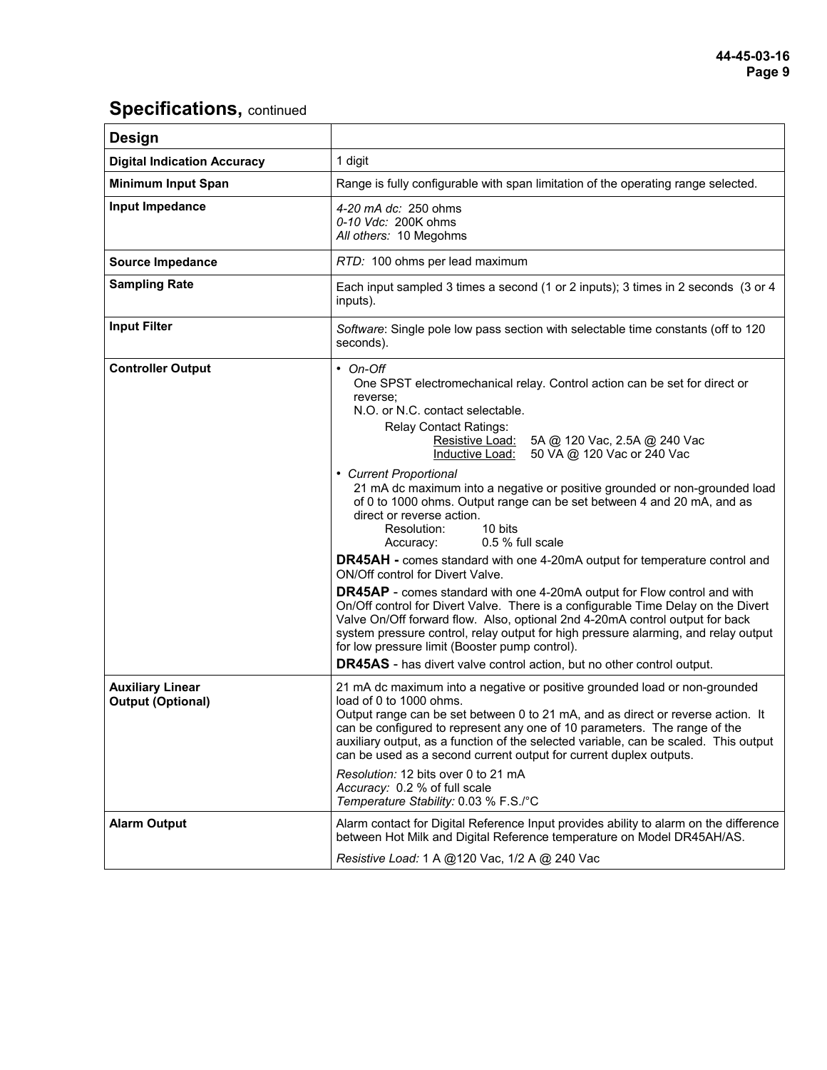## Specifications, continued

| Design | |
|---|---|
| **Digital Indication Accuracy** | 1 digit |
| **Minimum Input Span** | Range is fully configurable with span limitation of the operating range selected. |
| **Input Impedance** | *4-20 mA dc:* 250 ohms<br>*0-10 Vdc:* 200K ohms<br>*All others:* 10 Megohms |
| **Source Impedance** | *RTD:* 100 ohms per lead maximum |
| **Sampling Rate** | Each input sampled 3 times a second (1 or 2 inputs); 3 times in 2 seconds (3 or 4 inputs). |
| **Input Filter** | *Software*: Single pole low pass section with selectable time constants (off to 120 seconds). |
| **Controller Output** | • *On-Off*<br>One SPST electromechanical relay. Control action can be set for direct or reverse;<br>N.O. or N.C. contact selectable.<br>Relay Contact Ratings:<br>Resistive Load: 5A @ 120 Vac, 2.5A @ 240 Vac<br>Inductive Load: 50 VA @ 120 Vac or 240 Vac<br>• *Current Proportional*<br>21 mA dc maximum into a negative or positive grounded or non-grounded load of 0 to 1000 ohms. Output range can be set between 4 and 20 mA, and as direct or reverse action.<br>Resolution: 10 bits<br>Accuracy: 0.5 % full scale<br>**DR45AH -** comes standard with one 4-20mA output for temperature control and ON/Off control for Divert Valve.<br>**DR45AP** - comes standard with one 4-20mA output for Flow control and with On/Off control for Divert Valve. There is a configurable Time Delay on the Divert Valve On/Off forward flow. Also, optional 2nd 4-20mA control output for back system pressure control, relay output for high pressure alarming, and relay output for low pressure limit (Booster pump control).<br>**DR45AS** - has divert valve control action, but no other control output. |
| **Auxiliary Linear Output (Optional)** | 21 mA dc maximum into a negative or positive grounded load or non-grounded load of 0 to 1000 ohms.<br>Output range can be set between 0 to 21 mA, and as direct or reverse action. It can be configured to represent any one of 10 parameters. The range of the auxiliary output, as a function of the selected variable, can be scaled. This output can be used as a second current output for current duplex outputs.<br>*Resolution:* 12 bits over 0 to 21 mA<br>*Accuracy:* 0.2 % of full scale<br>*Temperature Stability:* 0.03 % F.S./°C |
| **Alarm Output** | Alarm contact for Digital Reference Input provides ability to alarm on the difference between Hot Milk and Digital Reference temperature on Model DR45AH/AS.<br>*Resistive Load:* 1 A @120 Vac, 1/2 A @ 240 Vac |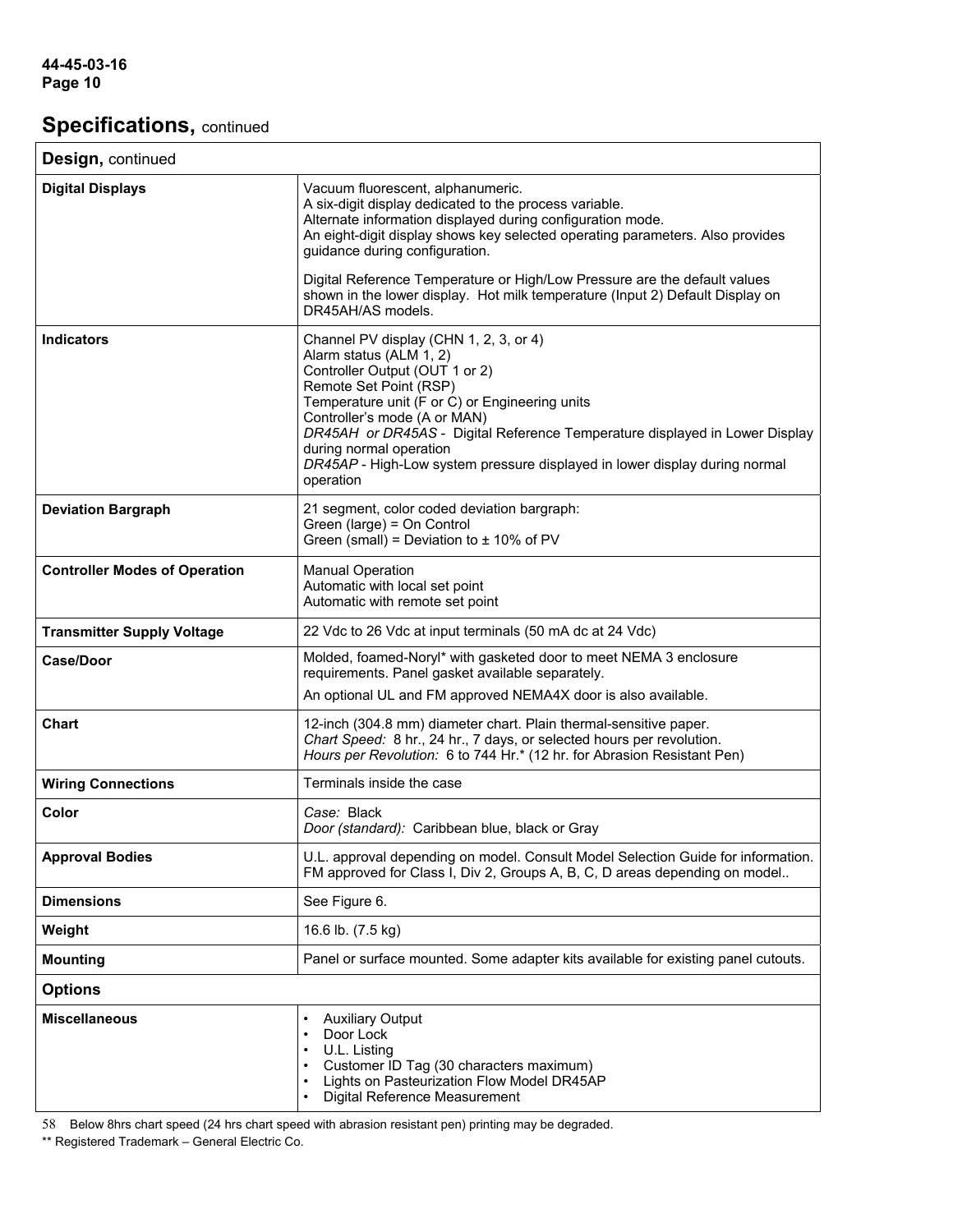## Specifications, continued

| **Design,** continued | |
|---|---|
| **Digital Displays** | Vacuum fluorescent, alphanumeric.<br>A six-digit display dedicated to the process variable.<br>Alternate information displayed during configuration mode.<br>An eight-digit display shows key selected operating parameters. Also provides guidance during configuration.<br><br>Digital Reference Temperature or High/Low Pressure are the default values shown in the lower display. Hot milk temperature (Input 2) Default Display on DR45AH/AS models. |
| **Indicators** | Channel PV display (CHN 1, 2, 3, or 4)<br>Alarm status (ALM 1, 2)<br>Controller Output (OUT 1 or 2)<br>Remote Set Point (RSP)<br>Temperature unit (F or C) or Engineering units<br>Controller's mode (A or MAN)<br>*DR45AH or DR45AS* - Digital Reference Temperature displayed in Lower Display during normal operation<br>*DR45AP* - High-Low system pressure displayed in lower display during normal operation |
| **Deviation Bargraph** | 21 segment, color coded deviation bargraph:<br>Green (large) = On Control<br>Green (small) = Deviation to ± 10% of PV |
| **Controller Modes of Operation** | Manual Operation<br>Automatic with local set point<br>Automatic with remote set point |
| **Transmitter Supply Voltage** | 22 Vdc to 26 Vdc at input terminals (50 mA dc at 24 Vdc) |
| **Case/Door** | Molded, foamed-Noryl* with gasketed door to meet NEMA 3 enclosure requirements. Panel gasket available separately.<br>An optional UL and FM approved NEMA4X door is also available. |
| **Chart** | 12-inch (304.8 mm) diameter chart. Plain thermal-sensitive paper.<br>*Chart Speed:* 8 hr., 24 hr., 7 days, or selected hours per revolution.<br>*Hours per Revolution:* 6 to 744 Hr.* (12 hr. for Abrasion Resistant Pen) |
| **Wiring Connections** | Terminals inside the case |
| **Color** | *Case:* Black<br>*Door (standard):* Caribbean blue, black or Gray |
| **Approval Bodies** | U.L. approval depending on model. Consult Model Selection Guide for information. FM approved for Class I, Div 2, Groups A, B, C, D areas depending on model.. |
| **Dimensions** | See Figure 6. |
| **Weight** | 16.6 lb. (7.5 kg) |
| **Mounting** | Panel or surface mounted. Some adapter kits available for existing panel cutouts. |
| **Options** | |
| **Miscellaneous** | • Auxiliary Output<br>• Door Lock<br>• U.L. Listing<br>• Customer ID Tag (30 characters maximum)<br>• Lights on Pasteurization Flow Model DR45AP<br>• Digital Reference Measurement |

58 Below 8hrs chart speed (24 hrs chart speed with abrasion resistant pen) printing may be degraded.

** Registered Trademark – General Electric Co.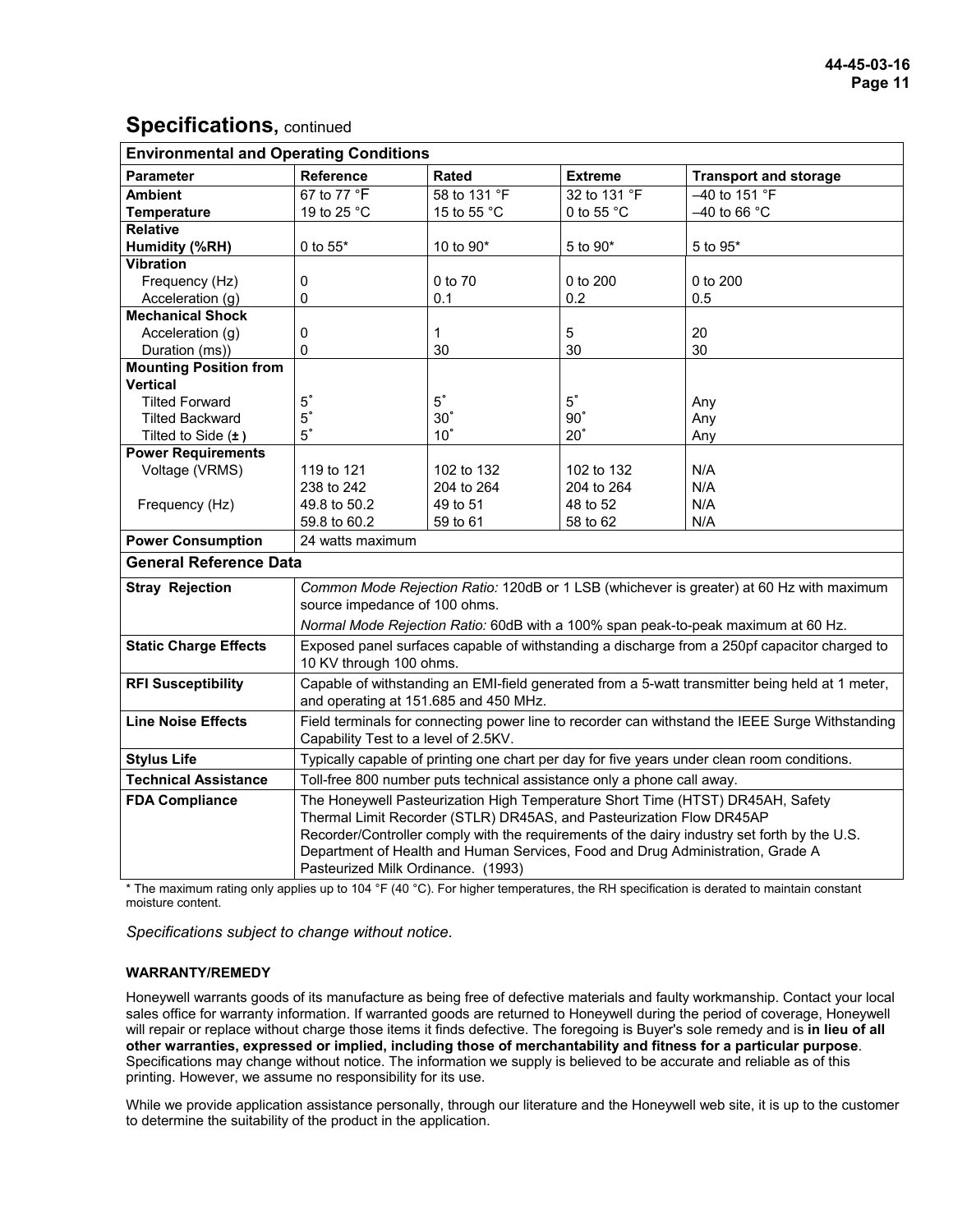## Specifications, continued

| Environmental and Operating Conditions | | | | |
|---|---|---|---|---|
| **Parameter** | **Reference** | **Rated** | **Extreme** | **Transport and storage** |
| **Ambient Temperature** | 67 to 77 °F<br>19 to 25 °C | 58 to 131 °F<br>15 to 55 °C | 32 to 131 °F<br>0 to 55 °C | –40 to 151 °F<br>–40 to 66 °C |
| **Relative Humidity (%RH)** | 0 to 55* | 10 to 90* | 5 to 90* | 5 to 95* |
| **Vibration** | | | | |
| Frequency (Hz) | 0 | 0 to 70 | 0 to 200 | 0 to 200 |
| Acceleration (g) | 0 | 0.1 | 0.2 | 0.5 |
| **Mechanical Shock** | | | | |
| Acceleration (g) | 0 | 1 | 5 | 20 |
| Duration (ms)) | 0 | 30 | 30 | 30 |
| **Mounting Position from Vertical** | | | | |
| Tilted Forward | 5˚ | 5˚ | 5˚ | Any |
| Tilted Backward | 5˚ | 30˚ | 90˚ | Any |
| Tilted to Side (**±**) | 5˚ | 10˚ | 20˚ | Any |
| **Power Requirements** | | | | |
| Voltage (VRMS) | 119 to 121<br>238 to 242 | 102 to 132<br>204 to 264 | 102 to 132<br>204 to 264 | N/A<br>N/A |
| Frequency (Hz) | 49.8 to 50.2<br>59.8 to 60.2 | 49 to 51<br>59 to 61 | 48 to 52<br>58 to 62 | N/A<br>N/A |
| **Power Consumption** | 24 watts maximum | | | |

| General Reference Data | |
|---|---|
| **Stray Rejection** | *Common Mode Rejection Ratio:* 120dB or 1 LSB (whichever is greater) at 60 Hz with maximum source impedance of 100 ohms.<br>*Normal Mode Rejection Ratio:* 60dB with a 100% span peak-to-peak maximum at 60 Hz. |
| **Static Charge Effects** | Exposed panel surfaces capable of withstanding a discharge from a 250pf capacitor charged to 10 KV through 100 ohms. |
| **RFI Susceptibility** | Capable of withstanding an EMI-field generated from a 5-watt transmitter being held at 1 meter, and operating at 151.685 and 450 MHz. |
| **Line Noise Effects** | Field terminals for connecting power line to recorder can withstand the IEEE Surge Withstanding Capability Test to a level of 2.5KV. |
| **Stylus Life** | Typically capable of printing one chart per day for five years under clean room conditions. |
| **Technical Assistance** | Toll-free 800 number puts technical assistance only a phone call away. |
| **FDA Compliance** | The Honeywell Pasteurization High Temperature Short Time (HTST) DR45AH, Safety Thermal Limit Recorder (STLR) DR45AS, and Pasteurization Flow DR45AP Recorder/Controller comply with the requirements of the dairy industry set forth by the U.S. Department of Health and Human Services, Food and Drug Administration, Grade A Pasteurized Milk Ordinance. (1993) |

* The maximum rating only applies up to 104 °F (40 °C). For higher temperatures, the RH specification is derated to maintain constant moisture content.

*Specifications subject to change without notice.*

**WARRANTY/REMEDY**

Honeywell warrants goods of its manufacture as being free of defective materials and faulty workmanship. Contact your local sales office for warranty information. If warranted goods are returned to Honeywell during the period of coverage, Honeywell will repair or replace without charge those items it finds defective. The foregoing is Buyer's sole remedy and is **in lieu of all other warranties, expressed or implied, including those of merchantability and fitness for a particular purpose**. Specifications may change without notice. The information we supply is believed to be accurate and reliable as of this printing. However, we assume no responsibility for its use.

While we provide application assistance personally, through our literature and the Honeywell web site, it is up to the customer to determine the suitability of the product in the application.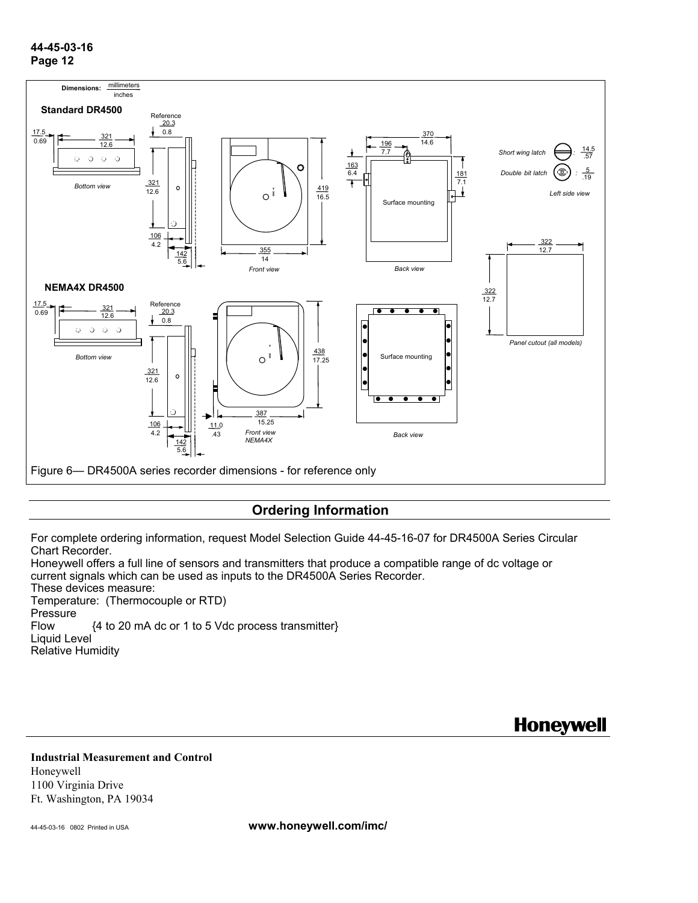Dimensions: millimeters / inches

**Standard DR4500**

Reference 20.3 / 0.8

17.5 / 0.69

321 / 12.6

Bottom view

321 / 12.6

106 / 4.2

142 / 5.6

419 / 16.5

355 / 14

Front view

370 / 14.6

196 / 7.7

163 / 6.4

181 / 7.1

Surface mounting

Back view

Short wing latch : 14.5 / .57

Double bit latch : 5 / .19

Left side view

322 / 12.7

322 / 12.7

Panel cutout (all models)

**NEMA4X DR4500**

17.5 / 0.69

321 / 12.6

Reference 20.3 / 0.8

Bottom view

321 / 12.6

106 / 4.2

142 / 5.6

438 / 17.25

387 / 15.25

11.0 / .43

Front view NEMA4X

Surface mounting

Back view

Figure 6— DR4500A series recorder dimensions - for reference only

## Ordering Information

For complete ordering information, request Model Selection Guide 44-45-16-07 for DR4500A Series Circular Chart Recorder.

Honeywell offers a full line of sensors and transmitters that produce a compatible range of dc voltage or current signals which can be used as inputs to the DR4500A Series Recorder.

These devices measure:

Temperature: (Thermocouple or RTD)
Pressure
Flow {4 to 20 mA dc or 1 to 5 Vdc process transmitter}
Liquid Level
Relative Humidity

**Honeywell**

**Industrial Measurement and Control**
Honeywell
1100 Virginia Drive
Ft. Washington, PA 19034

44-45-03-16 0802 Printed in USA

**www.honeywell.com/imc/**